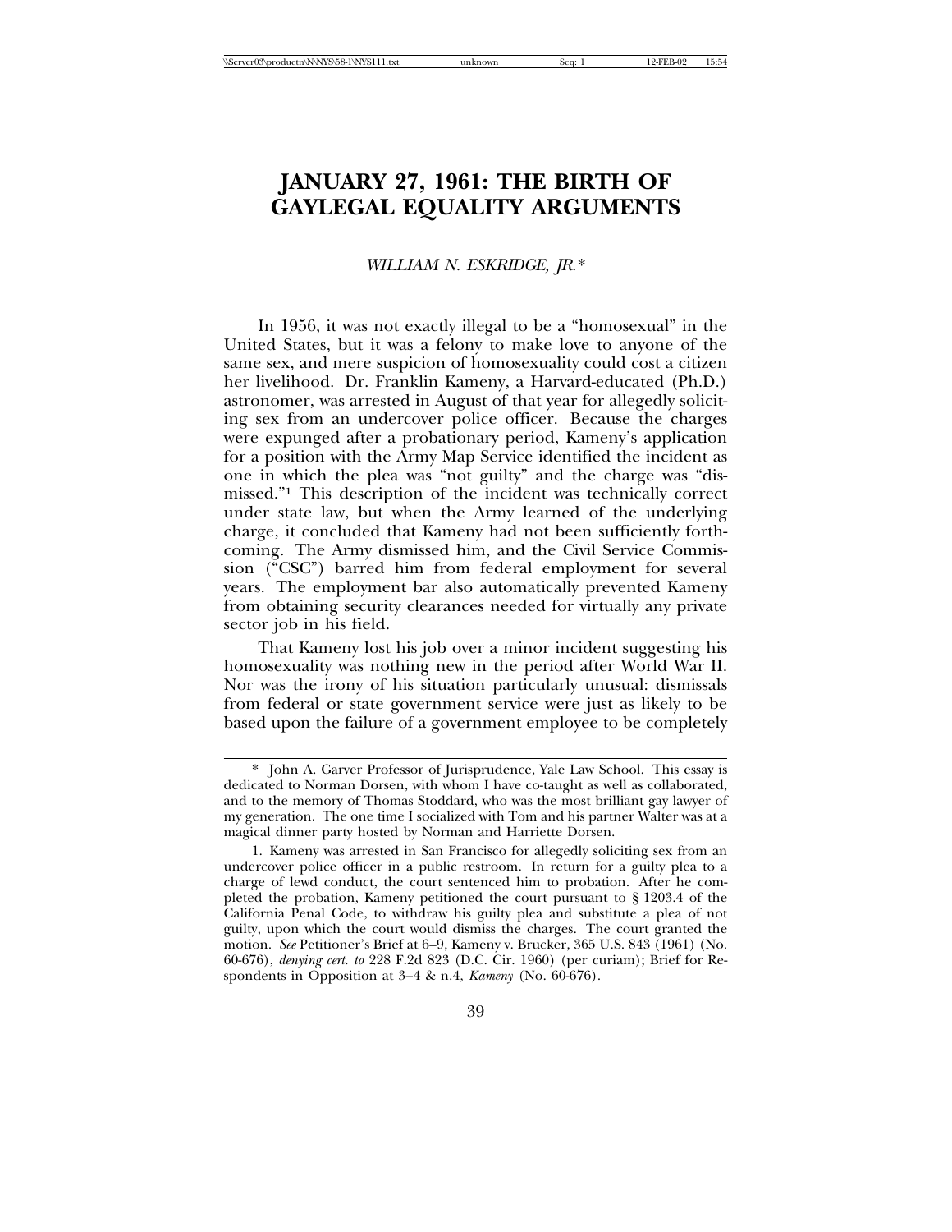# JANUARY 27, 1961: THE BIRTH OF GAYLEGAL EQUALITY ARGUMENTS

*WILLIAM N. ESKRIDGE, JR.**

In 1956, it was not exactly illegal to be a "homosexual" in the United States, but it was a felony to make love to anyone of the same sex, and mere suspicion of homosexuality could cost a citizen her livelihood. Dr. Franklin Kameny, a Harvard-educated (Ph.D.) astronomer, was arrested in August of that year for allegedly soliciting sex from an undercover police officer. Because the charges were expunged after a probationary period, Kameny's application for a position with the Army Map Service identified the incident as one in which the plea was "not guilty" and the charge was "dismissed."[1] This description of the incident was technically correct under state law, but when the Army learned of the underlying charge, it concluded that Kameny had not been sufficiently forthcoming. The Army dismissed him, and the Civil Service Commission ("CSC") barred him from federal employment for several years. The employment bar also automatically prevented Kameny from obtaining security clearances needed for virtually any private sector job in his field.

That Kameny lost his job over a minor incident suggesting his homosexuality was nothing new in the period after World War II. Nor was the irony of his situation particularly unusual: dismissals from federal or state government service were just as likely to be based upon the failure of a government employee to be completely

---

\* John A. Garver Professor of Jurisprudence, Yale Law School. This essay is dedicated to Norman Dorsen, with whom I have co-taught as well as collaborated, and to the memory of Thomas Stoddard, who was the most brilliant gay lawyer of my generation. The one time I socialized with Tom and his partner Walter was at a magical dinner party hosted by Norman and Harriette Dorsen.

1. Kameny was arrested in San Francisco for allegedly soliciting sex from an undercover police officer in a public restroom. In return for a guilty plea to a charge of lewd conduct, the court sentenced him to probation. After he completed the probation, Kameny petitioned the court pursuant to § 1203.4 of the California Penal Code, to withdraw his guilty plea and substitute a plea of not guilty, upon which the court would dismiss the charges. The court granted the motion. *See* Petitioner's Brief at 6–9, Kameny v. Brucker, 365 U.S. 843 (1961) (No. 60-676), *denying cert. to* 228 F.2d 823 (D.C. Cir. 1960) (per curiam); Brief for Respondents in Opposition at 3–4 & n.4, *Kameny* (No. 60-676).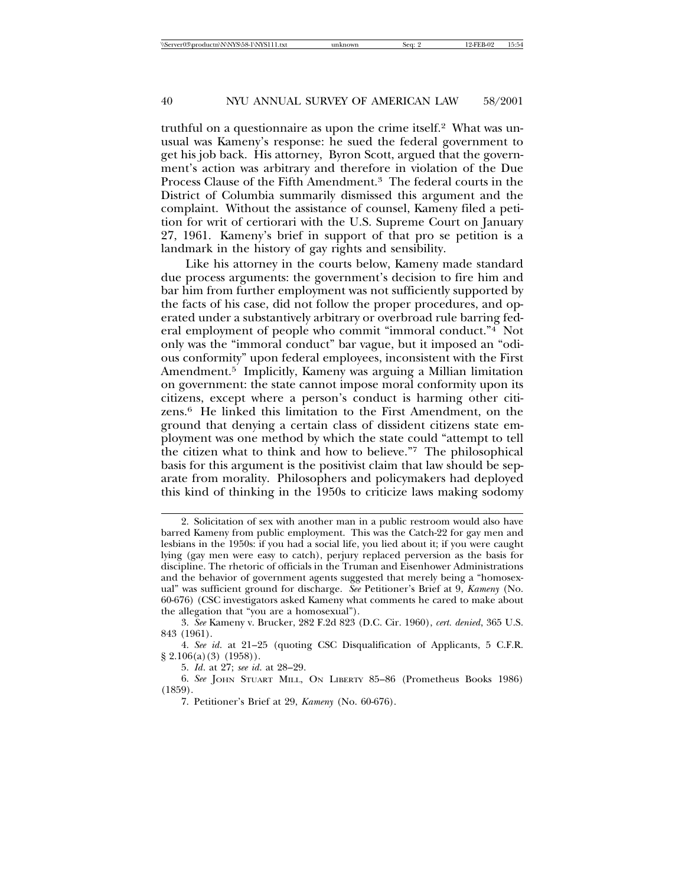truthful on a questionnaire as upon the crime itself.[2] What was unusual was Kameny's response: he sued the federal government to get his job back. His attorney, Byron Scott, argued that the government's action was arbitrary and therefore in violation of the Due Process Clause of the Fifth Amendment.[3] The federal courts in the District of Columbia summarily dismissed this argument and the complaint. Without the assistance of counsel, Kameny filed a petition for writ of certiorari with the U.S. Supreme Court on January 27, 1961. Kameny's brief in support of that pro se petition is a landmark in the history of gay rights and sensibility.

Like his attorney in the courts below, Kameny made standard due process arguments: the government's decision to fire him and bar him from further employment was not sufficiently supported by the facts of his case, did not follow the proper procedures, and operated under a substantively arbitrary or overbroad rule barring federal employment of people who commit "immoral conduct."[4] Not only was the "immoral conduct" bar vague, but it imposed an "odious conformity" upon federal employees, inconsistent with the First Amendment.[5] Implicitly, Kameny was arguing a Millian limitation on government: the state cannot impose moral conformity upon its citizens, except where a person's conduct is harming other citizens.[6] He linked this limitation to the First Amendment, on the ground that denying a certain class of dissident citizens state employment was one method by which the state could "attempt to tell the citizen what to think and how to believe."[7] The philosophical basis for this argument is the positivist claim that law should be separate from morality. Philosophers and policymakers had deployed this kind of thinking in the 1950s to criticize laws making sodomy

---

2. Solicitation of sex with another man in a public restroom would also have barred Kameny from public employment. This was the Catch-22 for gay men and lesbians in the 1950s: if you had a social life, you lied about it; if you were caught lying (gay men were easy to catch), perjury replaced perversion as the basis for discipline. The rhetoric of officials in the Truman and Eisenhower Administrations and the behavior of government agents suggested that merely being a "homosexual" was sufficient ground for discharge. *See* Petitioner's Brief at 9, *Kameny* (No. 60-676) (CSC investigators asked Kameny what comments he cared to make about the allegation that "you are a homosexual").

3. *See* Kameny v. Brucker, 282 F.2d 823 (D.C. Cir. 1960), *cert. denied*, 365 U.S. 843 (1961).

4. *See id.* at 21–25 (quoting CSC Disqualification of Applicants, 5 C.F.R. § 2.106(a)(3) (1958)).

5. *Id.* at 27; *see id.* at 28–29.

6. *See* John Stuart Mill, On Liberty 85–86 (Prometheus Books 1986) (1859).

7. Petitioner's Brief at 29, *Kameny* (No. 60-676).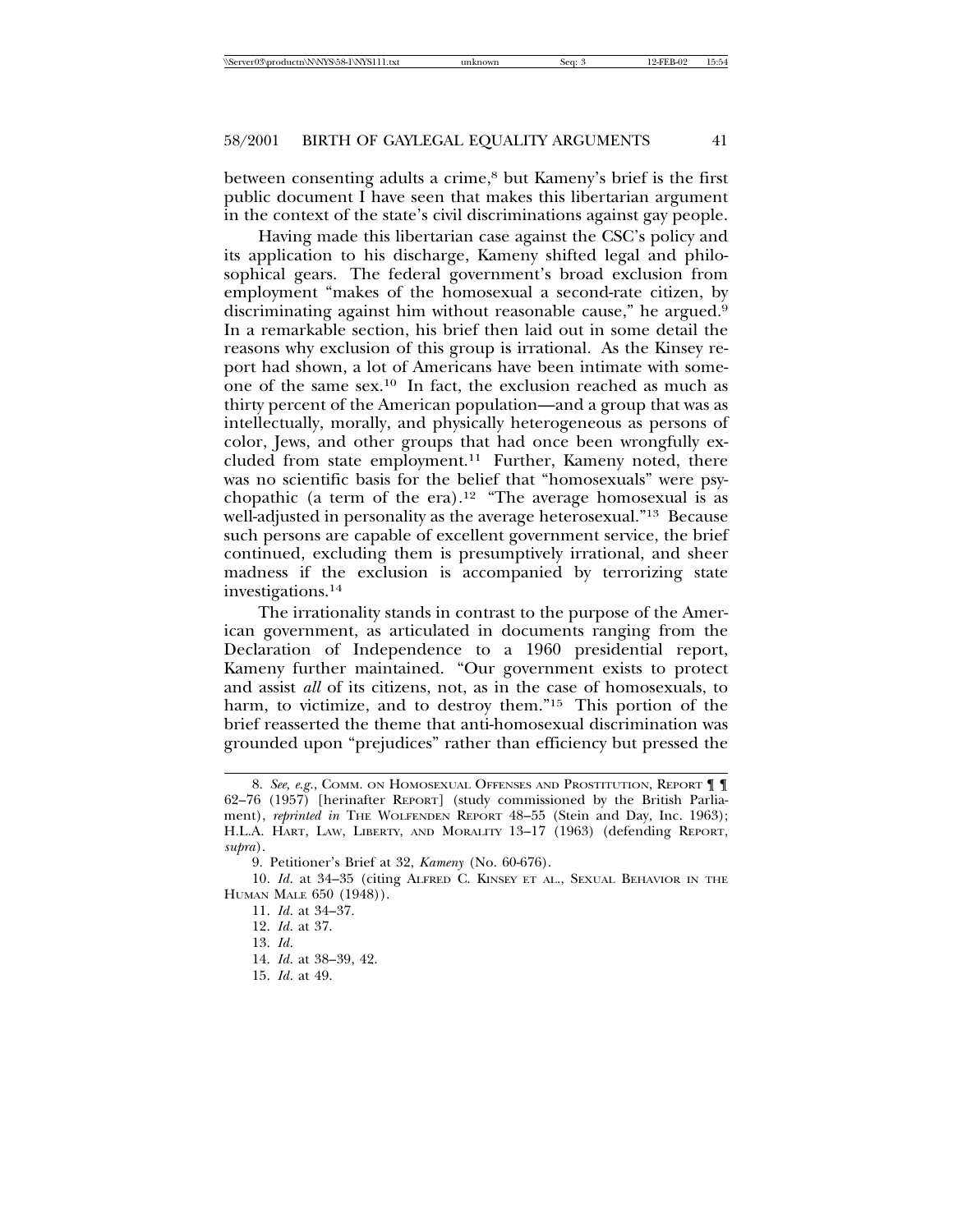between consenting adults a crime,[8] but Kameny's brief is the first public document I have seen that makes this libertarian argument in the context of the state's civil discriminations against gay people.

Having made this libertarian case against the CSC's policy and its application to his discharge, Kameny shifted legal and philosophical gears. The federal government's broad exclusion from employment "makes of the homosexual a second-rate citizen, by discriminating against him without reasonable cause," he argued.[9] In a remarkable section, his brief then laid out in some detail the reasons why exclusion of this group is irrational. As the Kinsey report had shown, a lot of Americans have been intimate with someone of the same sex.[10] In fact, the exclusion reached as much as thirty percent of the American population—and a group that was as intellectually, morally, and physically heterogeneous as persons of color, Jews, and other groups that had once been wrongfully excluded from state employment.[11] Further, Kameny noted, there was no scientific basis for the belief that "homosexuals" were psychopathic (a term of the era).[12] "The average homosexual is as well-adjusted in personality as the average heterosexual."[13] Because such persons are capable of excellent government service, the brief continued, excluding them is presumptively irrational, and sheer madness if the exclusion is accompanied by terrorizing state investigations.[14]

The irrationality stands in contrast to the purpose of the American government, as articulated in documents ranging from the Declaration of Independence to a 1960 presidential report, Kameny further maintained. "Our government exists to protect and assist *all* of its citizens, not, as in the case of homosexuals, to harm, to victimize, and to destroy them."[15] This portion of the brief reasserted the theme that anti-homosexual discrimination was grounded upon "prejudices" rather than efficiency but pressed the

---

8. *See, e.g.*, COMM. ON HOMOSEXUAL OFFENSES AND PROSTITUTION, REPORT ¶ ¶ 62–76 (1957) [herinafter REPORT] (study commissioned by the British Parliament), *reprinted in* THE WOLFENDEN REPORT 48–55 (Stein and Day, Inc. 1963); H.L.A. HART, LAW, LIBERTY, AND MORALITY 13–17 (1963) (defending REPORT, *supra*).

9. Petitioner's Brief at 32, *Kameny* (No. 60-676).

10. *Id.* at 34–35 (citing ALFRED C. KINSEY ET AL., SEXUAL BEHAVIOR IN THE HUMAN MALE 650 (1948)).

11. *Id.* at 34–37.

12. *Id.* at 37.

13. *Id.*

14. *Id.* at 38–39, 42.

15. *Id.* at 49.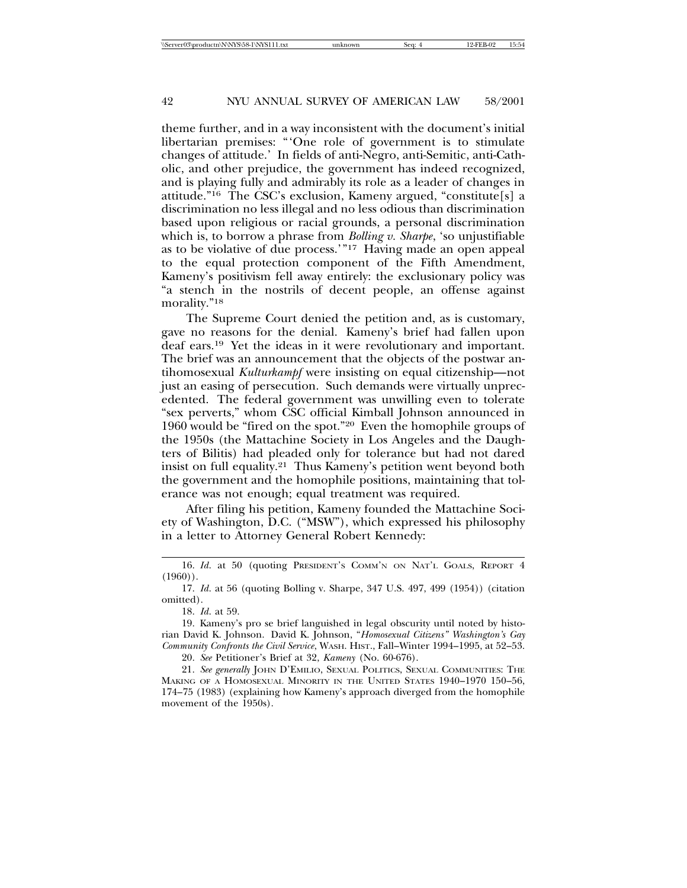theme further, and in a way inconsistent with the document's initial libertarian premises: "'One role of government is to stimulate changes of attitude.' In fields of anti-Negro, anti-Semitic, anti-Catholic, and other prejudice, the government has indeed recognized, and is playing fully and admirably its role as a leader of changes in attitude."[16] The CSC's exclusion, Kameny argued, "constitute[s] a discrimination no less illegal and no less odious than discrimination based upon religious or racial grounds, a personal discrimination which is, to borrow a phrase from *Bolling v. Sharpe*, 'so unjustifiable as to be violative of due process.'"[17] Having made an open appeal to the equal protection component of the Fifth Amendment, Kameny's positivism fell away entirely: the exclusionary policy was "a stench in the nostrils of decent people, an offense against morality."[18]

The Supreme Court denied the petition and, as is customary, gave no reasons for the denial. Kameny's brief had fallen upon deaf ears.[19] Yet the ideas in it were revolutionary and important. The brief was an announcement that the objects of the postwar antihomosexual *Kulturkampf* were insisting on equal citizenship—not just an easing of persecution. Such demands were virtually unprecedented. The federal government was unwilling even to tolerate "sex perverts," whom CSC official Kimball Johnson announced in 1960 would be "fired on the spot."[20] Even the homophile groups of the 1950s (the Mattachine Society in Los Angeles and the Daughters of Bilitis) had pleaded only for tolerance but had not dared insist on full equality.[21] Thus Kameny's petition went beyond both the government and the homophile positions, maintaining that tolerance was not enough; equal treatment was required.

After filing his petition, Kameny founded the Mattachine Society of Washington, D.C. ("MSW"), which expressed his philosophy in a letter to Attorney General Robert Kennedy:

---

16. *Id.* at 50 (quoting PRESIDENT'S COMM'N ON NAT'L GOALS, REPORT 4 (1960)).

17. *Id.* at 56 (quoting Bolling v. Sharpe, 347 U.S. 497, 499 (1954)) (citation omitted).

18. *Id.* at 59.

19. Kameny's pro se brief languished in legal obscurity until noted by historian David K. Johnson. David K. Johnson, *"Homosexual Citizens" Washington's Gay Community Confronts the Civil Service*, WASH. HIST., Fall–Winter 1994–1995, at 52–53.

20. *See* Petitioner's Brief at 32, *Kameny* (No. 60-676).

21. *See generally* JOHN D'EMILIO, SEXUAL POLITICS, SEXUAL COMMUNITIES: THE MAKING OF A HOMOSEXUAL MINORITY IN THE UNITED STATES 1940–1970 150–56, 174–75 (1983) (explaining how Kameny's approach diverged from the homophile movement of the 1950s).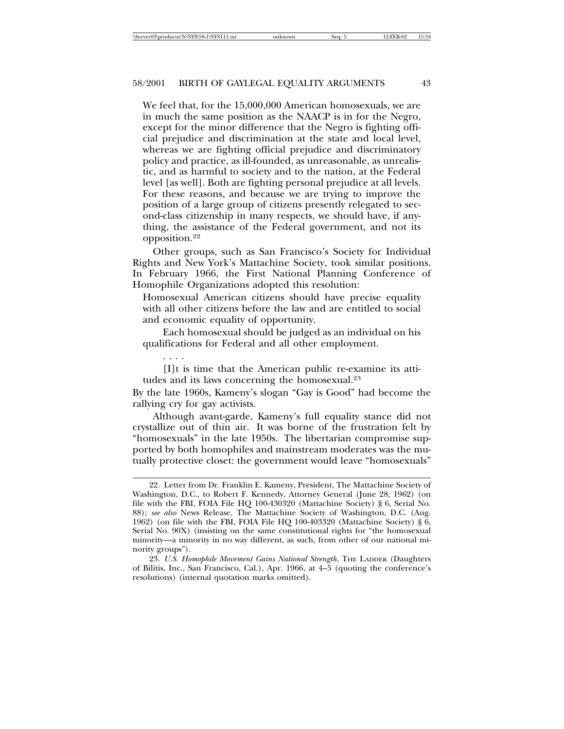> We feel that, for the 15,000,000 American homosexuals, we are in much the same position as the NAACP is in for the Negro, except for the minor difference that the Negro is fighting official prejudice and discrimination at the state and local level, whereas we are fighting official prejudice and discriminatory policy and practice, as ill-founded, as unreasonable, as unrealistic, and as harmful to society and to the nation, at the Federal level [as well]. Both are fighting personal prejudice at all levels. For these reasons, and because we are trying to improve the position of a large group of citizens presently relegated to second-class citizenship in many respects, we should have, if anything, the assistance of the Federal government, and not its opposition.[22]

Other groups, such as San Francisco's Society for Individual Rights and New York's Mattachine Society, took similar positions. In February 1966, the First National Planning Conference of Homophile Organizations adopted this resolution:

> Homosexual American citizens should have precise equality with all other citizens before the law and are entitled to social and economic equality of opportunity.
>
> Each homosexual should be judged as an individual on his qualifications for Federal and all other employment.
>
> . . . .
>
> [I]t is time that the American public re-examine its attitudes and its laws concerning the homosexual.[23]

By the late 1960s, Kameny's slogan "Gay is Good" had become the rallying cry for gay activists.

Although avant-garde, Kameny's full equality stance did not crystallize out of thin air. It was borne of the frustration felt by "homosexuals" in the late 1950s. The libertarian compromise supported by both homophiles and mainstream moderates was the mutually protective closet: the government would leave "homosexuals"

---

22. Letter from Dr. Franklin E. Kameny, President, The Mattachine Society of Washington, D.C., to Robert F. Kennedy, Attorney General (June 28, 1962) (on file with the FBI, FOIA File HQ 100-430320 (Mattachine Society) § 6, Serial No. 88); *see also* News Release, The Mattachine Society of Washington, D.C. (Aug. 1962) (on file with the FBI, FOIA File HQ 100-403320 (Mattachine Society) § 6, Serial No. 90X) (insisting on the same constitutional rights for "the homosexual minority—a minority in no way different, as such, from other of our national minority groups").

23. *U.S. Homophile Movement Gains National Strength*, THE LADDER (Daughters of Bilitis, Inc., San Francisco, Cal.), Apr. 1966, at 4–5 (quoting the conference's resolutions) (internal quotation marks omitted).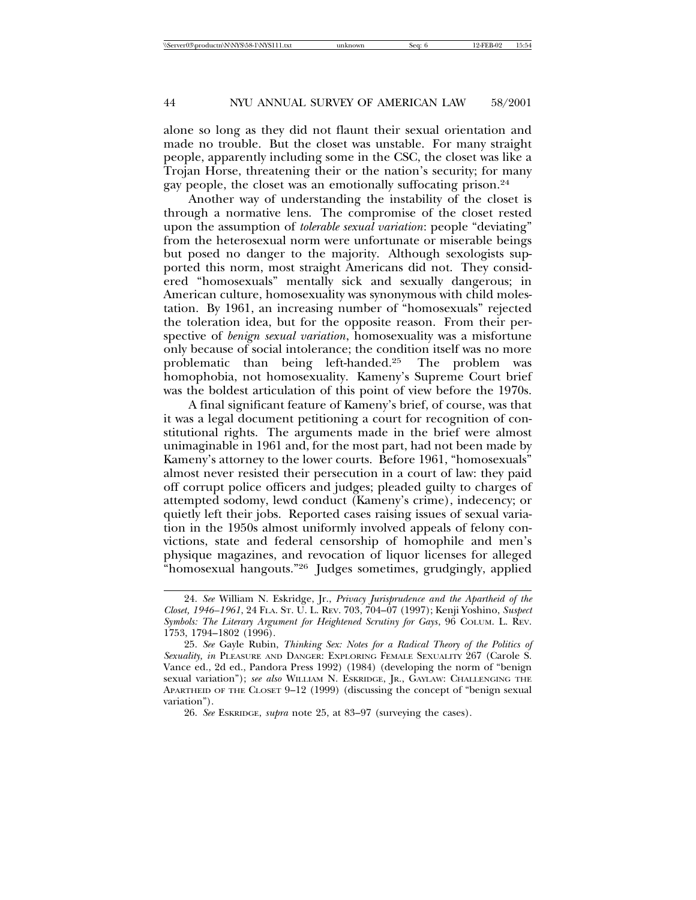alone so long as they did not flaunt their sexual orientation and made no trouble. But the closet was unstable. For many straight people, apparently including some in the CSC, the closet was like a Trojan Horse, threatening their or the nation's security; for many gay people, the closet was an emotionally suffocating prison.[24]

Another way of understanding the instability of the closet is through a normative lens. The compromise of the closet rested upon the assumption of *tolerable sexual variation*: people "deviating" from the heterosexual norm were unfortunate or miserable beings but posed no danger to the majority. Although sexologists supported this norm, most straight Americans did not. They considered "homosexuals" mentally sick and sexually dangerous; in American culture, homosexuality was synonymous with child molestation. By 1961, an increasing number of "homosexuals" rejected the toleration idea, but for the opposite reason. From their perspective of *benign sexual variation*, homosexuality was a misfortune only because of social intolerance; the condition itself was no more problematic than being left-handed.[25] The problem was homophobia, not homosexuality. Kameny's Supreme Court brief was the boldest articulation of this point of view before the 1970s.

A final significant feature of Kameny's brief, of course, was that it was a legal document petitioning a court for recognition of constitutional rights. The arguments made in the brief were almost unimaginable in 1961 and, for the most part, had not been made by Kameny's attorney to the lower courts. Before 1961, "homosexuals" almost never resisted their persecution in a court of law: they paid off corrupt police officers and judges; pleaded guilty to charges of attempted sodomy, lewd conduct (Kameny's crime), indecency; or quietly left their jobs. Reported cases raising issues of sexual variation in the 1950s almost uniformly involved appeals of felony convictions, state and federal censorship of homophile and men's physique magazines, and revocation of liquor licenses for alleged "homosexual hangouts."[26] Judges sometimes, grudgingly, applied

---

24. *See* William N. Eskridge, Jr., *Privacy Jurisprudence and the Apartheid of the Closet, 1946–1961*, 24 FLA. ST. U. L. REV. 703, 704–07 (1997); Kenji Yoshino, *Suspect Symbols: The Literary Argument for Heightened Scrutiny for Gays*, 96 COLUM. L. REV. 1753, 1794–1802 (1996).

25. *See* Gayle Rubin, *Thinking Sex: Notes for a Radical Theory of the Politics of Sexuality, in* PLEASURE AND DANGER: EXPLORING FEMALE SEXUALITY 267 (Carole S. Vance ed., 2d ed., Pandora Press 1992) (1984) (developing the norm of "benign sexual variation"); *see also* WILLIAM N. ESKRIDGE, JR., GAYLAW: CHALLENGING THE APARTHEID OF THE CLOSET 9–12 (1999) (discussing the concept of "benign sexual variation").

26. *See* ESKRIDGE, *supra* note 25, at 83–97 (surveying the cases).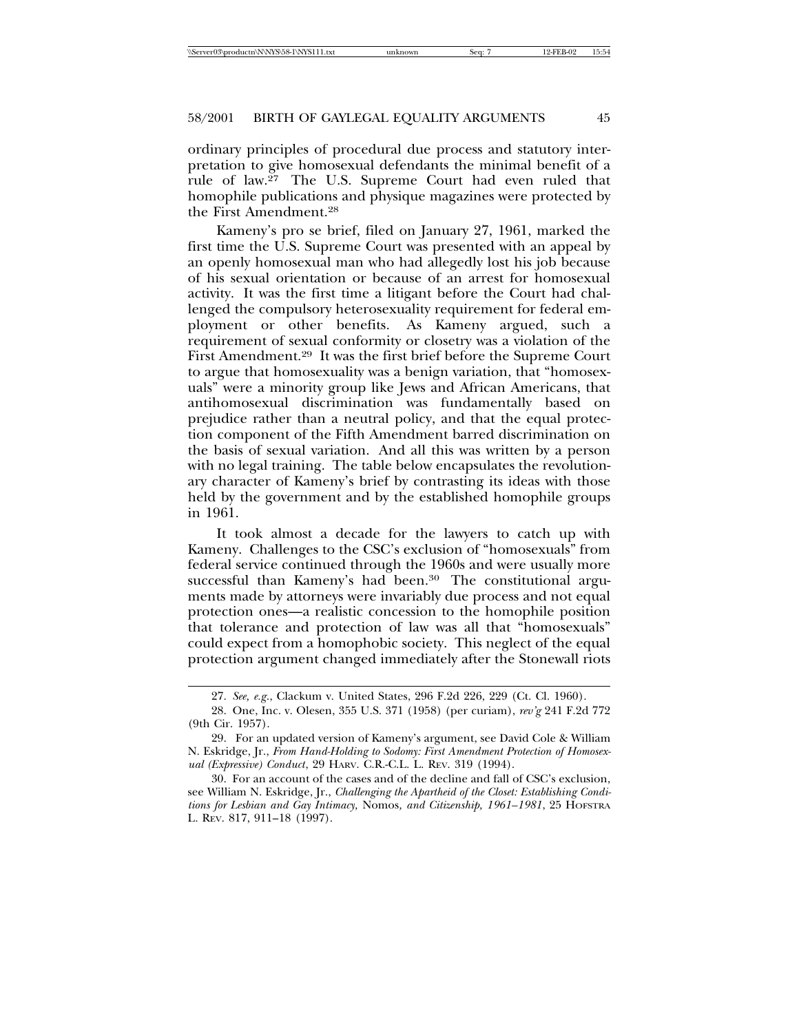ordinary principles of procedural due process and statutory interpretation to give homosexual defendants the minimal benefit of a rule of law.[27] The U.S. Supreme Court had even ruled that homophile publications and physique magazines were protected by the First Amendment.[28]

Kameny's pro se brief, filed on January 27, 1961, marked the first time the U.S. Supreme Court was presented with an appeal by an openly homosexual man who had allegedly lost his job because of his sexual orientation or because of an arrest for homosexual activity. It was the first time a litigant before the Court had challenged the compulsory heterosexuality requirement for federal employment or other benefits. As Kameny argued, such a requirement of sexual conformity or closetry was a violation of the First Amendment.[29] It was the first brief before the Supreme Court to argue that homosexuality was a benign variation, that "homosexuals" were a minority group like Jews and African Americans, that antihomosexual discrimination was fundamentally based on prejudice rather than a neutral policy, and that the equal protection component of the Fifth Amendment barred discrimination on the basis of sexual variation. And all this was written by a person with no legal training. The table below encapsulates the revolutionary character of Kameny's brief by contrasting its ideas with those held by the government and by the established homophile groups in 1961.

It took almost a decade for the lawyers to catch up with Kameny. Challenges to the CSC's exclusion of "homosexuals" from federal service continued through the 1960s and were usually more successful than Kameny's had been.[30] The constitutional arguments made by attorneys were invariably due process and not equal protection ones—a realistic concession to the homophile position that tolerance and protection of law was all that "homosexuals" could expect from a homophobic society. This neglect of the equal protection argument changed immediately after the Stonewall riots

---

27. *See, e.g.*, Clackum v. United States, 296 F.2d 226, 229 (Ct. Cl. 1960).

28. One, Inc. v. Olesen, 355 U.S. 371 (1958) (per curiam), *rev'g* 241 F.2d 772 (9th Cir. 1957).

29. For an updated version of Kameny's argument, see David Cole & William N. Eskridge, Jr., *From Hand-Holding to Sodomy: First Amendment Protection of Homosexual (Expressive) Conduct*, 29 HARV. C.R.-C.L. L. REV. 319 (1994).

30. For an account of the cases and of the decline and fall of CSC's exclusion, see William N. Eskridge, Jr., *Challenging the Apartheid of the Closet: Establishing Conditions for Lesbian and Gay Intimacy,* Nomos*, and Citizenship, 1961–1981*, 25 HOFSTRA L. REV. 817, 911–18 (1997).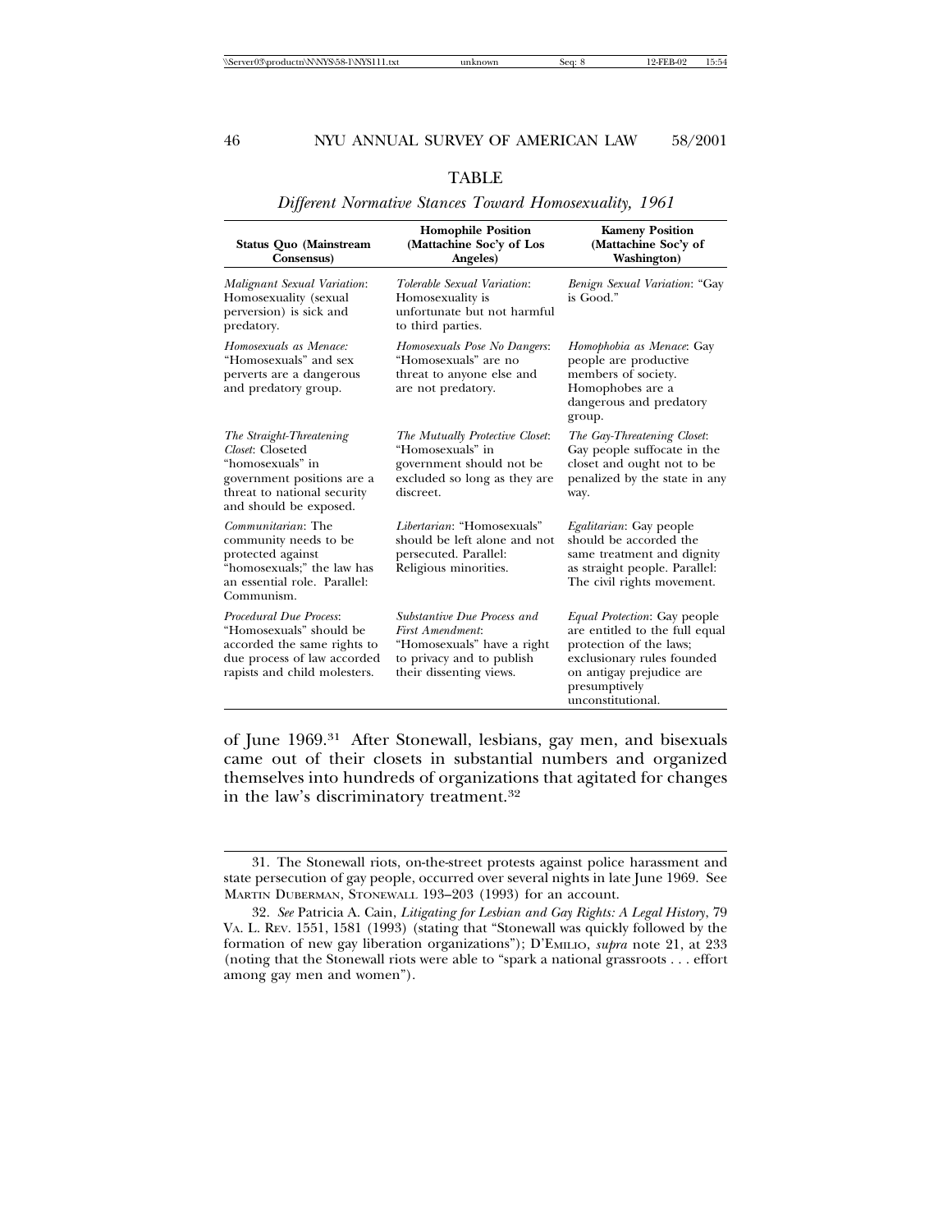TABLE

*Different Normative Stances Toward Homosexuality, 1961*

| Status Quo (Mainstream Consensus) | Homophile Position (Mattachine Soc'y of Los Angeles) | Kameny Position (Mattachine Soc'y of Washington) |
|---|---|---|
| *Malignant Sexual Variation*: Homosexuality (sexual perversion) is sick and predatory. | *Tolerable Sexual Variation*: Homosexuality is unfortunate but not harmful to third parties. | *Benign Sexual Variation*: "Gay is Good." |
| *Homosexuals as Menace:* "Homosexuals" and sex perverts are a dangerous and predatory group. | *Homosexuals Pose No Dangers*: "Homosexuals" are no threat to anyone else and are not predatory. | *Homophobia as Menace*: Gay people are productive members of society. Homophobes are a dangerous and predatory group. |
| *The Straight-Threatening Closet*: Closeted "homosexuals" in government positions are a threat to national security and should be exposed. | *The Mutually Protective Closet*: "Homosexuals" in government should not be excluded so long as they are discreet. | *The Gay-Threatening Closet*: Gay people suffocate in the closet and ought not to be penalized by the state in any way. |
| *Communitarian*: The community needs to be protected against "homosexuals;" the law has an essential role. Parallel: Communism. | *Libertarian*: "Homosexuals" should be left alone and not persecuted. Parallel: Religious minorities. | *Egalitarian*: Gay people should be accorded the same treatment and dignity as straight people. Parallel: The civil rights movement. |
| *Procedural Due Process*: "Homosexuals" should be accorded the same rights to due process of law accorded rapists and child molesters. | *Substantive Due Process and First Amendment*: "Homosexuals" have a right to privacy and to publish their dissenting views. | *Equal Protection*: Gay people are entitled to the full equal protection of the laws; exclusionary rules founded on antigay prejudice are presumptively unconstitutional. |

of June 1969.[31] After Stonewall, lesbians, gay men, and bisexuals came out of their closets in substantial numbers and organized themselves into hundreds of organizations that agitated for changes in the law's discriminatory treatment.[32]

---

31. The Stonewall riots, on-the-street protests against police harassment and state persecution of gay people, occurred over several nights in late June 1969. See MARTIN DUBERMAN, STONEWALL 193–203 (1993) for an account.

32. *See* Patricia A. Cain, *Litigating for Lesbian and Gay Rights: A Legal History*, 79 VA. L. REV. 1551, 1581 (1993) (stating that "Stonewall was quickly followed by the formation of new gay liberation organizations"); D'EMILIO, *supra* note 21, at 233 (noting that the Stonewall riots were able to "spark a national grassroots . . . effort among gay men and women").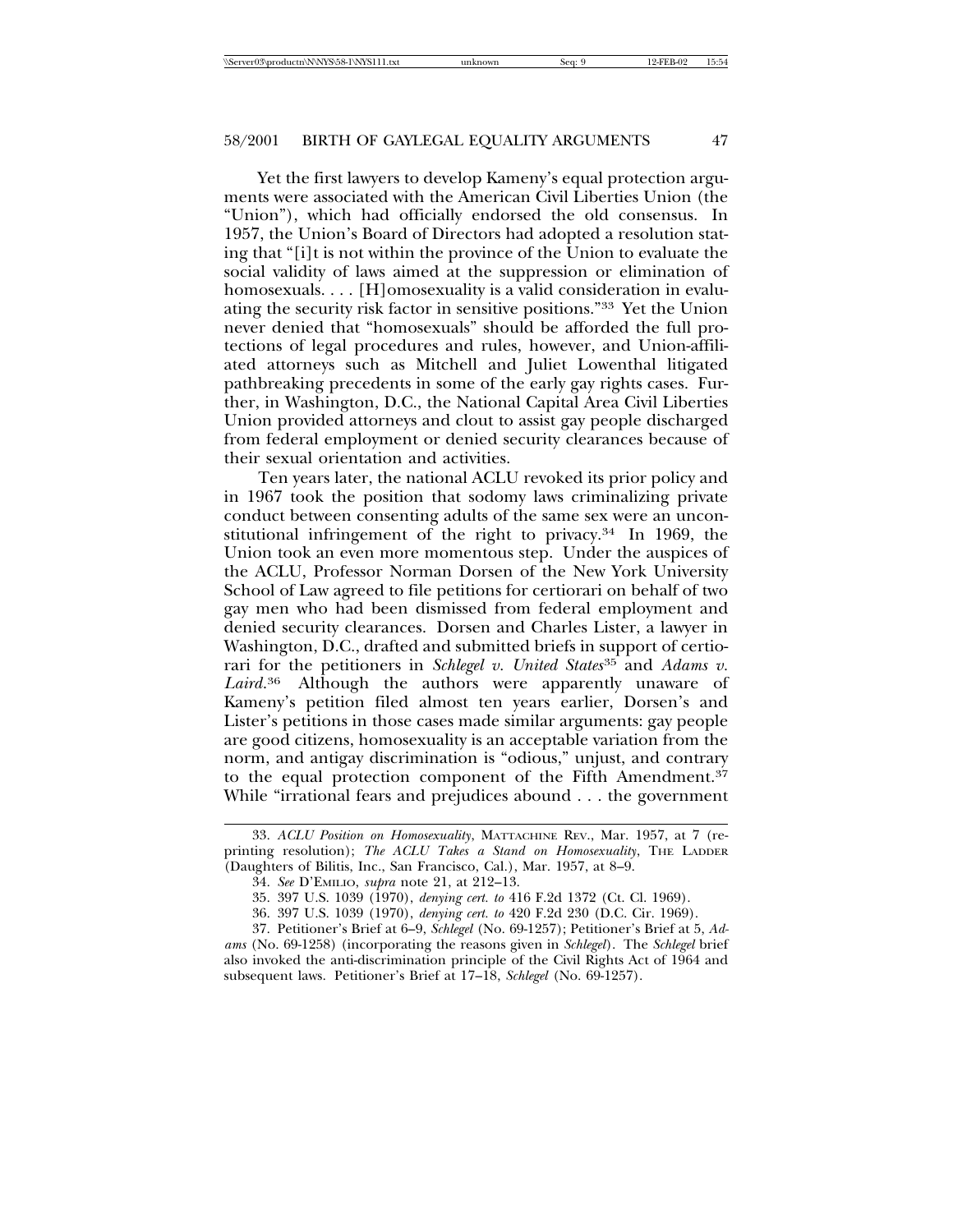Yet the first lawyers to develop Kameny's equal protection arguments were associated with the American Civil Liberties Union (the "Union"), which had officially endorsed the old consensus. In 1957, the Union's Board of Directors had adopted a resolution stating that "[i]t is not within the province of the Union to evaluate the social validity of laws aimed at the suppression or elimination of homosexuals. . . . [H]omosexuality is a valid consideration in evaluating the security risk factor in sensitive positions."[33] Yet the Union never denied that "homosexuals" should be afforded the full protections of legal procedures and rules, however, and Union-affiliated attorneys such as Mitchell and Juliet Lowenthal litigated pathbreaking precedents in some of the early gay rights cases. Further, in Washington, D.C., the National Capital Area Civil Liberties Union provided attorneys and clout to assist gay people discharged from federal employment or denied security clearances because of their sexual orientation and activities.

Ten years later, the national ACLU revoked its prior policy and in 1967 took the position that sodomy laws criminalizing private conduct between consenting adults of the same sex were an unconstitutional infringement of the right to privacy.[34] In 1969, the Union took an even more momentous step. Under the auspices of the ACLU, Professor Norman Dorsen of the New York University School of Law agreed to file petitions for certiorari on behalf of two gay men who had been dismissed from federal employment and denied security clearances. Dorsen and Charles Lister, a lawyer in Washington, D.C., drafted and submitted briefs in support of certiorari for the petitioners in *Schlegel v. United States*[35] and *Adams v. Laird*.[36] Although the authors were apparently unaware of Kameny's petition filed almost ten years earlier, Dorsen's and Lister's petitions in those cases made similar arguments: gay people are good citizens, homosexuality is an acceptable variation from the norm, and antigay discrimination is "odious," unjust, and contrary to the equal protection component of the Fifth Amendment.[37] While "irrational fears and prejudices abound . . . the government

---

33. *ACLU Position on Homosexuality*, MATTACHINE REV., Mar. 1957, at 7 (reprinting resolution); *The ACLU Takes a Stand on Homosexuality*, THE LADDER (Daughters of Bilitis, Inc., San Francisco, Cal.), Mar. 1957, at 8–9.

34. *See* D'EMILIO, *supra* note 21, at 212–13.

35. 397 U.S. 1039 (1970), *denying cert. to* 416 F.2d 1372 (Ct. Cl. 1969).

36. 397 U.S. 1039 (1970), *denying cert. to* 420 F.2d 230 (D.C. Cir. 1969).

37. Petitioner's Brief at 6–9, *Schlegel* (No. 69-1257); Petitioner's Brief at 5, *Adams* (No. 69-1258) (incorporating the reasons given in *Schlegel*). The *Schlegel* brief also invoked the anti-discrimination principle of the Civil Rights Act of 1964 and subsequent laws. Petitioner's Brief at 17–18, *Schlegel* (No. 69-1257).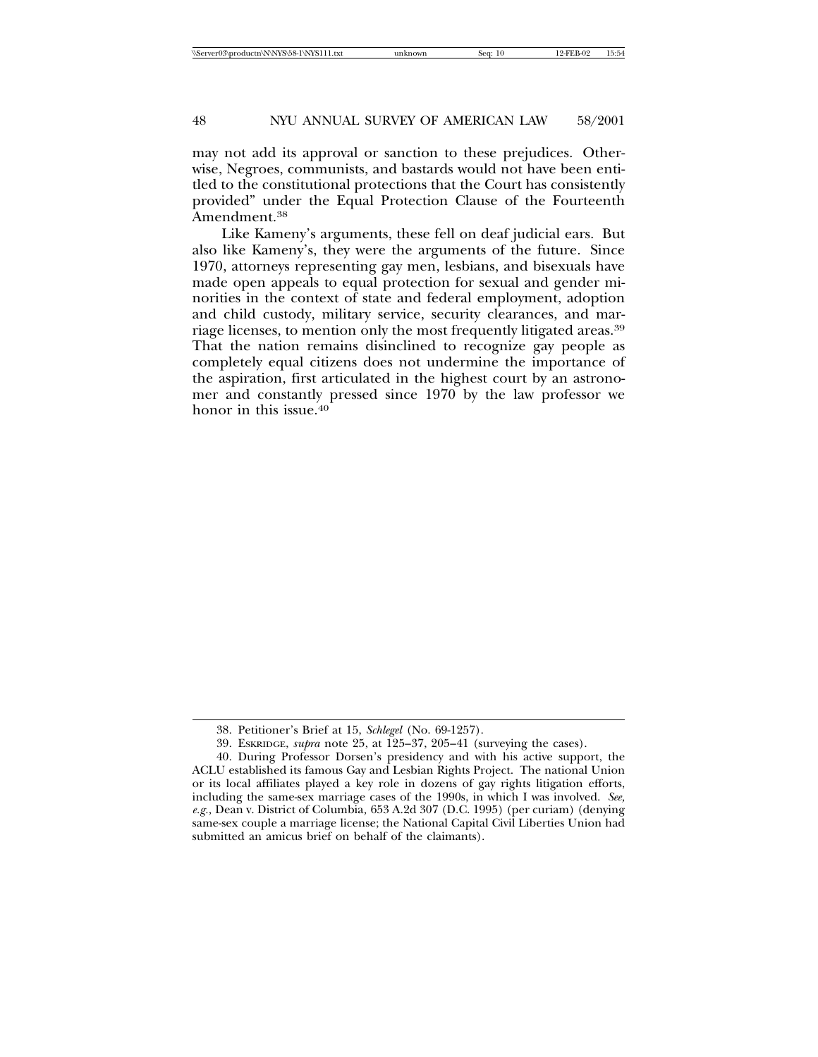may not add its approval or sanction to these prejudices. Otherwise, Negroes, communists, and bastards would not have been entitled to the constitutional protections that the Court has consistently provided" under the Equal Protection Clause of the Fourteenth Amendment.[38]

Like Kameny's arguments, these fell on deaf judicial ears. But also like Kameny's, they were the arguments of the future. Since 1970, attorneys representing gay men, lesbians, and bisexuals have made open appeals to equal protection for sexual and gender minorities in the context of state and federal employment, adoption and child custody, military service, security clearances, and marriage licenses, to mention only the most frequently litigated areas.[39] That the nation remains disinclined to recognize gay people as completely equal citizens does not undermine the importance of the aspiration, first articulated in the highest court by an astronomer and constantly pressed since 1970 by the law professor we honor in this issue.[40]

---

38. Petitioner's Brief at 15, *Schlegel* (No. 69-1257).

39. ESKRIDGE, *supra* note 25, at 125–37, 205–41 (surveying the cases).

40. During Professor Dorsen's presidency and with his active support, the ACLU established its famous Gay and Lesbian Rights Project. The national Union or its local affiliates played a key role in dozens of gay rights litigation efforts, including the same-sex marriage cases of the 1990s, in which I was involved. *See, e.g.,* Dean v. District of Columbia, 653 A.2d 307 (D.C. 1995) (per curiam) (denying same-sex couple a marriage license; the National Capital Civil Liberties Union had submitted an amicus brief on behalf of the claimants).